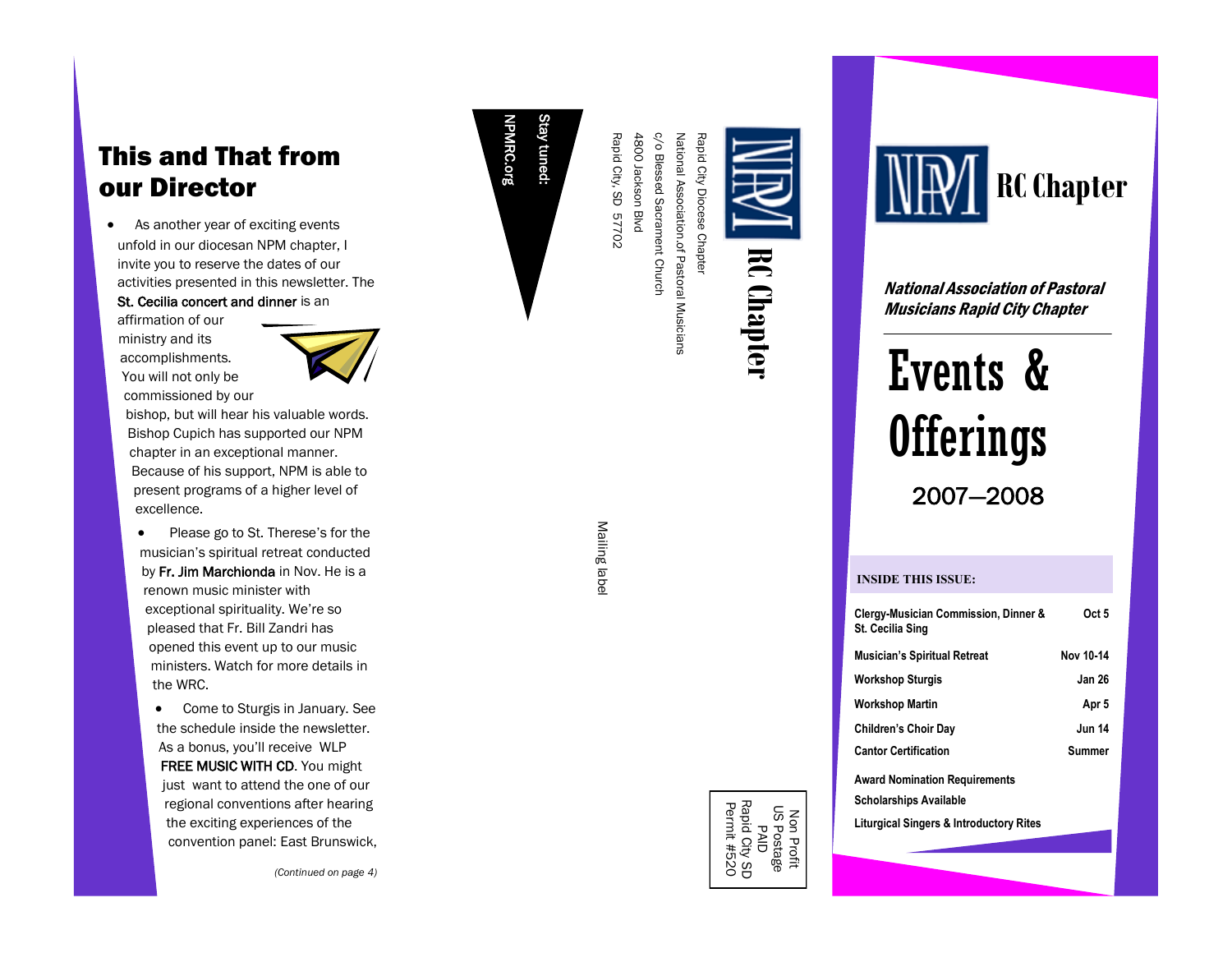# This and That from our Director

- As another year of exciting events unfold in our diocesan NPM chapter, I invite you to reserve the dates of our activities presented in this newsletter. The St. Cecilia concert and dinner is an affirmation of our ministry and its accomplishments. You will not only be commissioned by our bishop, but will hear his valuable words. Bishop Cupich has supported our NPM chapter in an exceptional manner. Because of his support, NPM is able to present programs of a higher level of excellence.
- Please go to St. Therese's for the musician's spiritual retreat conducted by Fr. Jim Marchionda in Nov. He is a renown music minister with exceptional spirituality. We're so pleased that Fr. Bill Zandri has opened this event up to our music ministers. Watch for more details in the WRC.
- Come to Sturgis in January. See the schedule inside the newsletter. As a bonus, you'll receive WLP FREE MUSIC WITH CD. You might just want to attend the one of our regional conventions after hearing the exciting experiences of the convention panel: East Brunswick,

*(Continued on page 4)*

**Stay tuned:**
**NPMRC.org**

Rapid City Diocese Chapter
National Association of Pastoral Musicians
c/o Blessed Sacrament Church
4800 Jackson Blvd
Rapid City, SD 57702

**NPM RC Chapter**

Mailing label

Non Profit
US Postage
PAID
Rapid City SD
Permit #520

# NPM RC Chapter

***National Association of Pastoral Musicians Rapid City Chapter***

# Events & Offerings

## 2007—2008

**INSIDE THIS ISSUE:**

| | |
|---|---|
| **Clergy-Musician Commission, Dinner & St. Cecilia Sing** | **Oct 5** |
| **Musician's Spiritual Retreat** | **Nov 10-14** |
| **Workshop Sturgis** | **Jan 26** |
| **Workshop Martin** | **Apr 5** |
| **Children's Choir Day** | **Jun 14** |
| **Cantor Certification** | **Summer** |
| **Award Nomination Requirements** | |
| **Scholarships Available** | |
| **Liturgical Singers & Introductory Rites** | |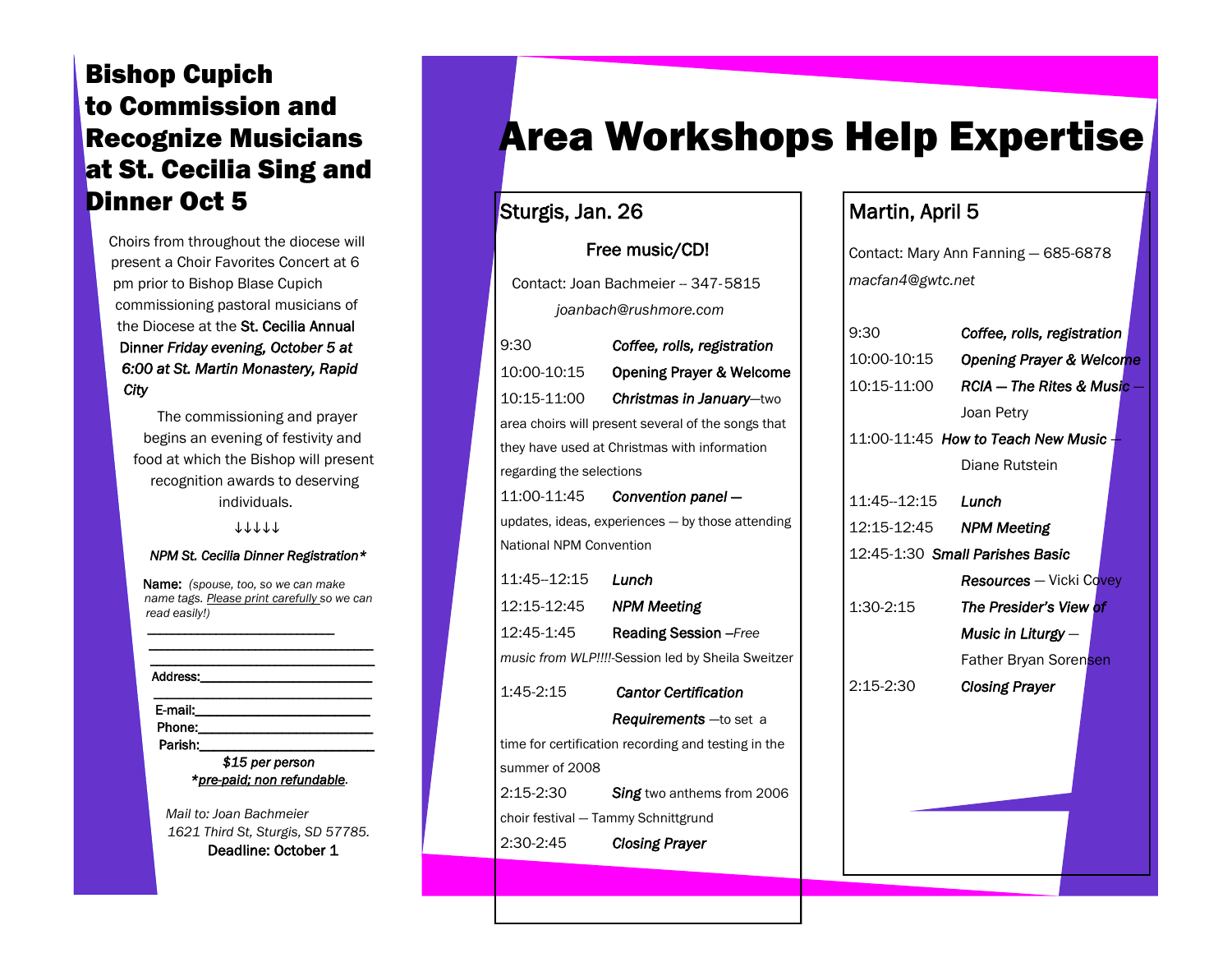## Bishop Cupich to Commission and Recognize Musicians at St. Cecilia Sing and Dinner Oct 5

Choirs from throughout the diocese will present a Choir Favorites Concert at 6 pm prior to Bishop Blase Cupich commissioning pastoral musicians of the Diocese at the St. Cecilia Annual Dinner *Friday evening, October 5 at 6:00 at St. Martin Monastery, Rapid City*

The commissioning and prayer begins an evening of festivity and food at which the Bishop will present recognition awards to deserving individuals.

↓↓↓↓↓

*NPM St. Cecilia Dinner Registration**

Name: *(spouse, too, so we can make name tags. Please print carefully so we can read easily!)*

\_\_\_\_\_\_\_\_\_\_\_\_\_\_\_\_\_\_\_\_\_\_\_\_\_\_\_\_\_\_

\_\_\_\_\_\_\_\_\_\_\_\_\_\_\_\_\_\_\_\_\_\_\_\_\_\_\_\_\_\_\_\_\_\_\_\_

\_\_\_\_\_\_\_\_\_\_\_\_\_\_\_\_\_\_\_\_\_\_\_\_\_\_\_\_\_\_\_\_\_\_\_\_

Address:\_\_\_\_\_\_\_\_\_\_\_\_\_\_\_\_\_\_\_\_\_\_\_\_\_\_\_\_

\_\_\_\_\_\_\_\_\_\_\_\_\_\_\_\_\_\_\_\_\_\_\_\_\_\_\_\_\_\_\_\_\_\_\_\_

E-mail:\_\_\_\_\_\_\_\_\_\_\_\_\_\_\_\_\_\_\_\_\_\_\_\_\_\_\_\_

Phone:\_\_\_\_\_\_\_\_\_\_\_\_\_\_\_\_\_\_\_\_\_\_\_\_\_\_\_\_

Parish:\_\_\_\_\_\_\_\_\_\_\_\_\_\_\_\_\_\_\_\_\_\_\_\_\_\_\_\_

*$15 per person*

**pre-paid; non refundable*.

*Mail to: Joan Bachmeier*
*1621 Third St, Sturgis, SD 57785.*

Deadline: October 1

# Area Workshops Help Expertise

## Sturgis, Jan. 26

Free music/CD!

Contact: Joan Bachmeier -- 347-5815
*joanbach@rushmore.com*

9:30 — ***Coffee, rolls, registration***

10:00-10:15 — **Opening Prayer & Welcome**

10:15-11:00 — ***Christmas in January***—two area choirs will present several of the songs that they have used at Christmas with information regarding the selections

11:00-11:45 — ***Convention panel —*** updates, ideas, experiences — by those attending National NPM Convention

11:45--12:15 — ***Lunch***

12:15-12:45 — ***NPM Meeting***

12:45-1:45 — **Reading Session** –*Free music from WLP!!!!*-Session led by Sheila Sweitzer

1:45-2:15 — ***Cantor Certification Requirements*** —to set a time for certification recording and testing in the summer of 2008

2:15-2:30 — ***Sing*** two anthems from 2006 choir festival — Tammy Schnittgrund

2:30-2:45 — ***Closing Prayer***

## Martin, April 5

Contact: Mary Ann Fanning — 685-6878
*macfan4@gwtc.net*

9:30 — ***Coffee, rolls, registration***

10:00-10:15 — ***Opening Prayer & Welcome***

10:15-11:00 — ***RCIA — The Rites & Music*** — Joan Petry

11:00-11:45 — ***How to Teach New Music*** — Diane Rutstein

11:45--12:15 — ***Lunch***

12:15-12:45 — ***NPM Meeting***

12:45-1:30 — ***Small Parishes Basic Resources*** — Vicki Covey

1:30-2:15 — ***The Presider's View of Music in Liturgy*** — Father Bryan Sorensen

2:15-2:30 — ***Closing Prayer***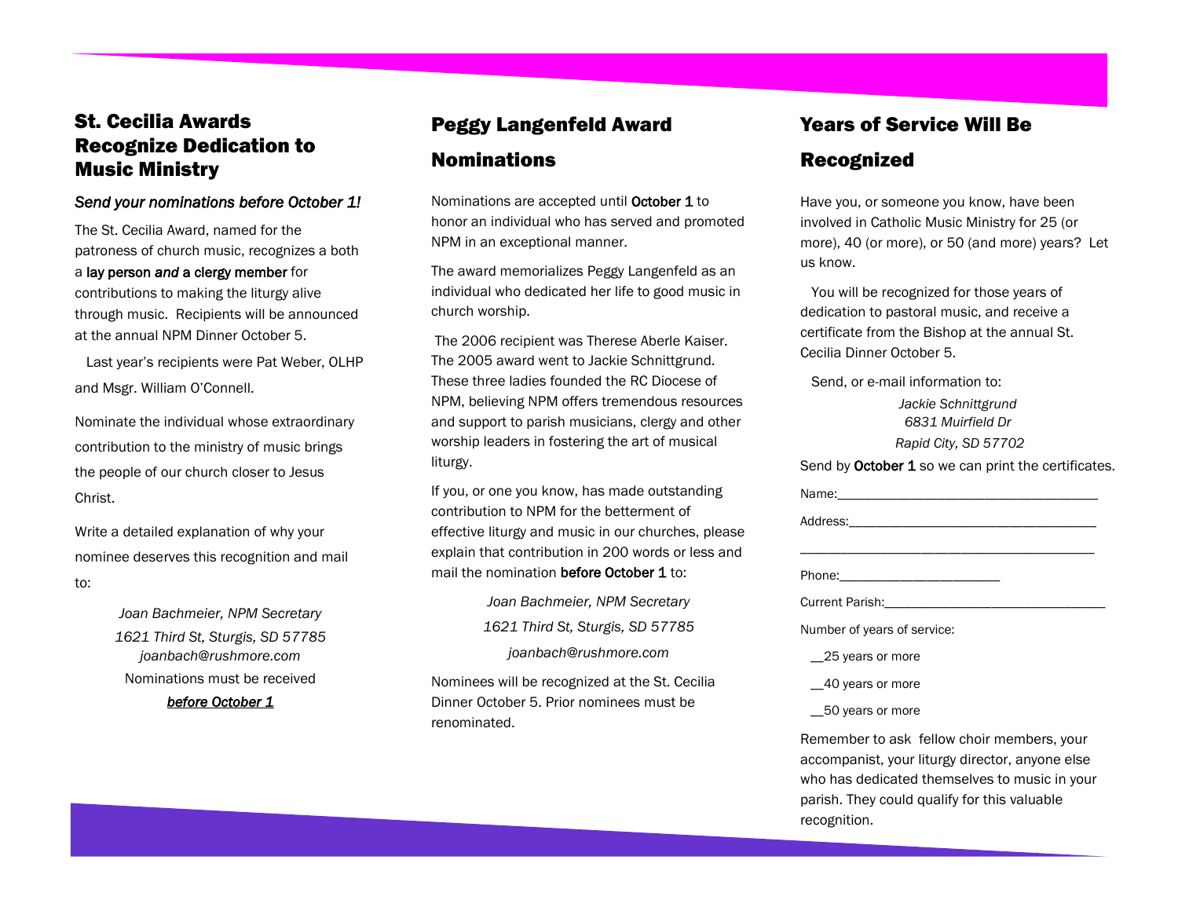## St. Cecilia Awards Recognize Dedication to Music Ministry

*Send your nominations before October 1!*

The St. Cecilia Award, named for the patroness of church music, recognizes a both a **lay person *and* a clergy member** for contributions to making the liturgy alive through music. Recipients will be announced at the annual NPM Dinner October 5.

Last year's recipients were Pat Weber, OLHP and Msgr. William O'Connell.

Nominate the individual whose extraordinary contribution to the ministry of music brings the people of our church closer to Jesus Christ.

Write a detailed explanation of why your nominee deserves this recognition and mail to:

*Joan Bachmeier, NPM Secretary*
*1621 Third St, Sturgis, SD 57785*
*joanbach@rushmore.com*

Nominations must be received

***before October 1***

## Peggy Langenfeld Award Nominations

Nominations are accepted until **October 1** to honor an individual who has served and promoted NPM in an exceptional manner.

The award memorializes Peggy Langenfeld as an individual who dedicated her life to good music in church worship.

The 2006 recipient was Therese Aberle Kaiser. The 2005 award went to Jackie Schnittgrund. These three ladies founded the RC Diocese of NPM, believing NPM offers tremendous resources and support to parish musicians, clergy and other worship leaders in fostering the art of musical liturgy.

If you, or one you know, has made outstanding contribution to NPM for the betterment of effective liturgy and music in our churches, please explain that contribution in 200 words or less and mail the nomination **before October 1** to:

*Joan Bachmeier, NPM Secretary*
*1621 Third St, Sturgis, SD 57785*
*joanbach@rushmore.com*

Nominees will be recognized at the St. Cecilia Dinner October 5. Prior nominees must be renominated.

## Years of Service Will Be Recognized

Have you, or someone you know, have been involved in Catholic Music Ministry for 25 (or more), 40 (or more), or 50 (and more) years? Let us know.

You will be recognized for those years of dedication to pastoral music, and receive a certificate from the Bishop at the annual St. Cecilia Dinner October 5.

Send, or e-mail information to:

*Jackie Schnittgrund*
*6831 Muirfield Dr*
*Rapid City, SD 57702*

Send by **October 1** so we can print the certificates.

Name:_____________________________________

Address:___________________________________

__________________________________________

Phone:_______________________

Current Parish:_______________________________

Number of years of service:

__25 years or more

__40 years or more

__50 years or more

Remember to ask fellow choir members, your accompanist, your liturgy director, anyone else who has dedicated themselves to music in your parish. They could qualify for this valuable recognition.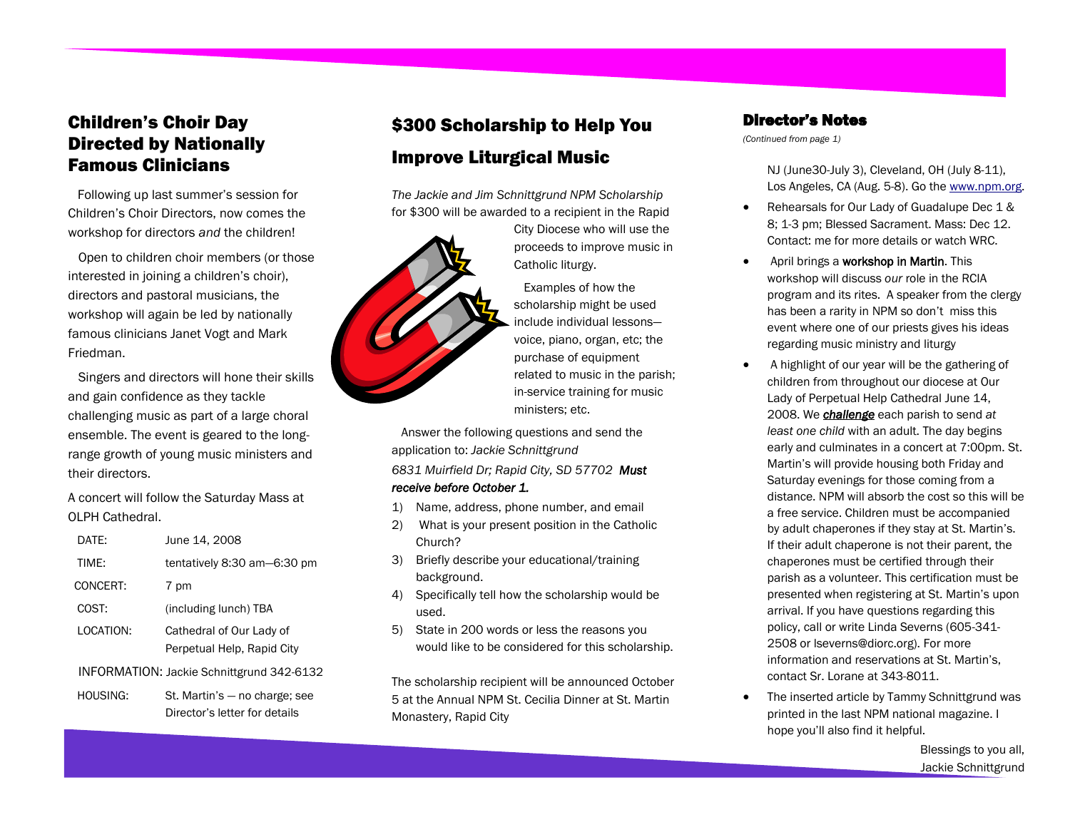## Children's Choir Day Directed by Nationally Famous Clinicians

Following up last summer's session for Children's Choir Directors, now comes the workshop for directors *and* the children!

Open to children choir members (or those interested in joining a children's choir), directors and pastoral musicians, the workshop will again be led by nationally famous clinicians Janet Vogt and Mark Friedman.

Singers and directors will hone their skills and gain confidence as they tackle challenging music as part of a large choral ensemble. The event is geared to the long-range growth of young music ministers and their directors.

A concert will follow the Saturday Mass at OLPH Cathedral.

| | |
|---|---|
| DATE: | June 14, 2008 |
| TIME: | tentatively 8:30 am—6:30 pm |
| CONCERT: | 7 pm |
| COST: | (including lunch) TBA |
| LOCATION: | Cathedral of Our Lady of Perpetual Help, Rapid City |
| INFORMATION: | Jackie Schnittgrund 342-6132 |
| HOUSING: | St. Martin's — no charge; see Director's letter for details |

## $300 Scholarship to Help You Improve Liturgical Music

*The Jackie and Jim Schnittgrund NPM Scholarship* for $300 will be awarded to a recipient in the Rapid City Diocese who will use the proceeds to improve music in Catholic liturgy.

Examples of how the scholarship might be used include individual lessons—voice, piano, organ, etc; the purchase of equipment related to music in the parish; in-service training for music ministers; etc.

Answer the following questions and send the application to: *Jackie Schnittgrund*

*6831 Muirfield Dr; Rapid City, SD 57702* ***Must receive before October 1.***

1) Name, address, phone number, and email
2) What is your present position in the Catholic Church?
3) Briefly describe your educational/training background.
4) Specifically tell how the scholarship would be used.
5) State in 200 words or less the reasons you would like to be considered for this scholarship.

The scholarship recipient will be announced October 5 at the Annual NPM St. Cecilia Dinner at St. Martin Monastery, Rapid City

## Director's Notes

*(Continued from page 1)*

NJ (June30-July 3), Cleveland, OH (July 8-11), Los Angeles, CA (Aug. 5-8). Go the www.npm.org.

- Rehearsals for Our Lady of Guadalupe Dec 1 & 8; 1-3 pm; Blessed Sacrament. Mass: Dec 12. Contact: me for more details or watch WRC.
- April brings a **workshop in Martin**. This workshop will discuss *our* role in the RCIA program and its rites. A speaker from the clergy has been a rarity in NPM so don't miss this event where one of our priests gives his ideas regarding music ministry and liturgy
- A highlight of our year will be the gathering of children from throughout our diocese at Our Lady of Perpetual Help Cathedral June 14, 2008. We ***challenge*** each parish to send *at least one child* with an adult. The day begins early and culminates in a concert at 7:00pm. St. Martin's will provide housing both Friday and Saturday evenings for those coming from a distance. NPM will absorb the cost so this will be a free service. Children must be accompanied by adult chaperones if they stay at St. Martin's. If their adult chaperone is not their parent, the chaperones must be certified through their parish as a volunteer. This certification must be presented when registering at St. Martin's upon arrival. If you have questions regarding this policy, call or write Linda Severns (605-341-2508 or lseverns@diorc.org). For more information and reservations at St. Martin's, contact Sr. Lorane at 343-8011.
- The inserted article by Tammy Schnittgrund was printed in the last NPM national magazine. I hope you'll also find it helpful.

Blessings to you all,
Jackie Schnittgrund